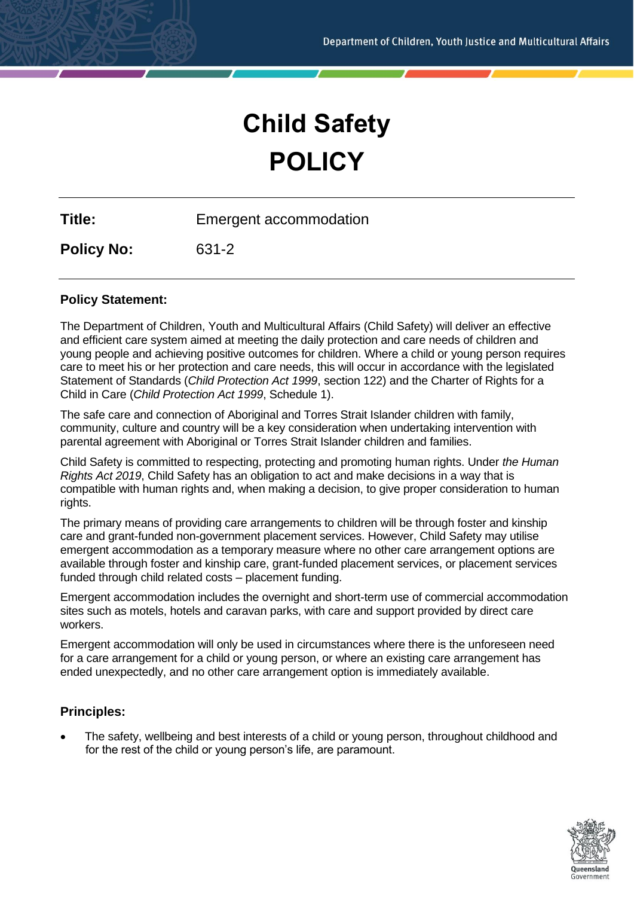# Child Safety POLICY

| | |
|---|---|
| **Title:** | Emergent accommodation |
| **Policy No:** | 631-2 |

**Policy Statement:**

The Department of Children, Youth and Multicultural Affairs (Child Safety) will deliver an effective and efficient care system aimed at meeting the daily protection and care needs of children and young people and achieving positive outcomes for children. Where a child or young person requires care to meet his or her protection and care needs, this will occur in accordance with the legislated Statement of Standards (*Child Protection Act 1999*, section 122) and the Charter of Rights for a Child in Care (*Child Protection Act 1999*, Schedule 1).

The safe care and connection of Aboriginal and Torres Strait Islander children with family, community, culture and country will be a key consideration when undertaking intervention with parental agreement with Aboriginal or Torres Strait Islander children and families.

Child Safety is committed to respecting, protecting and promoting human rights. Under *the Human Rights Act 2019*, Child Safety has an obligation to act and make decisions in a way that is compatible with human rights and, when making a decision, to give proper consideration to human rights.

The primary means of providing care arrangements to children will be through foster and kinship care and grant-funded non-government placement services. However, Child Safety may utilise emergent accommodation as a temporary measure where no other care arrangement options are available through foster and kinship care, grant-funded placement services, or placement services funded through child related costs – placement funding.

Emergent accommodation includes the overnight and short-term use of commercial accommodation sites such as motels, hotels and caravan parks, with care and support provided by direct care workers.

Emergent accommodation will only be used in circumstances where there is the unforeseen need for a care arrangement for a child or young person, or where an existing care arrangement has ended unexpectedly, and no other care arrangement option is immediately available.

**Principles:**

- The safety, wellbeing and best interests of a child or young person, throughout childhood and for the rest of the child or young person's life, are paramount.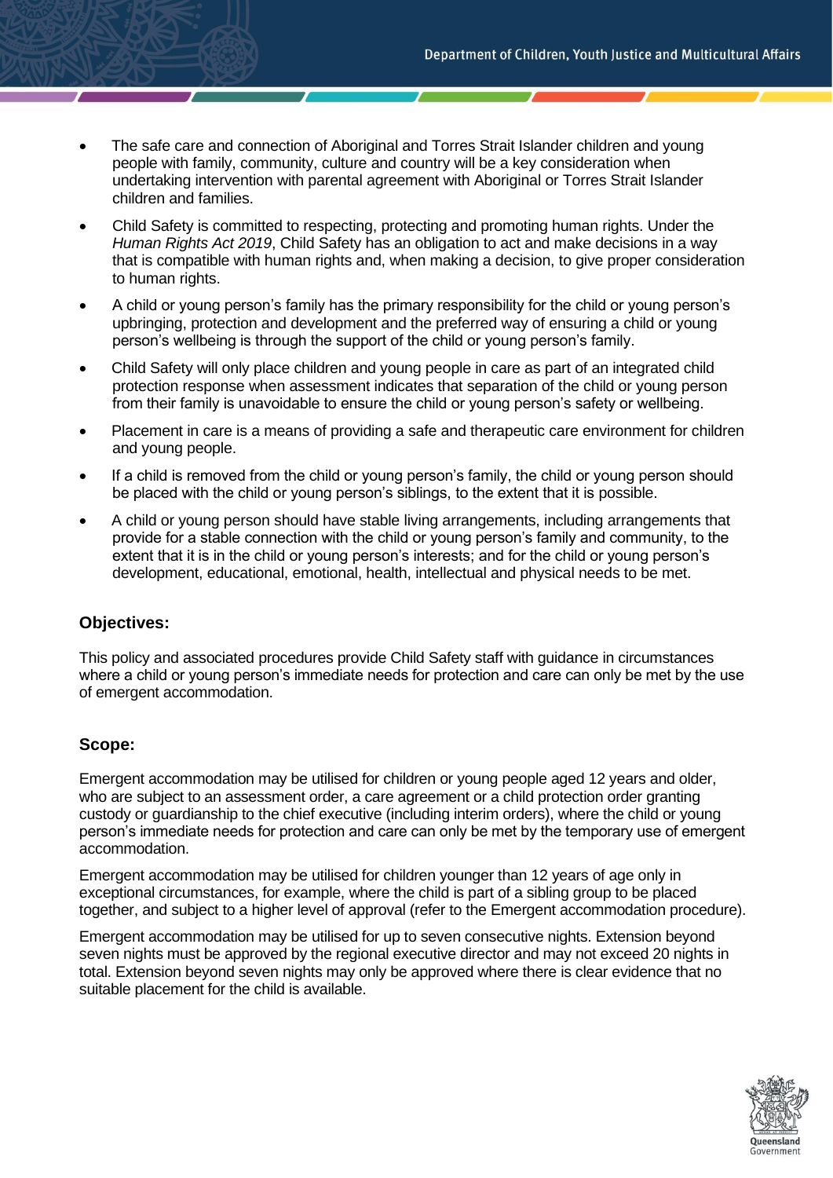- The safe care and connection of Aboriginal and Torres Strait Islander children and young people with family, community, culture and country will be a key consideration when undertaking intervention with parental agreement with Aboriginal or Torres Strait Islander children and families.
- Child Safety is committed to respecting, protecting and promoting human rights. Under the *Human Rights Act 2019*, Child Safety has an obligation to act and make decisions in a way that is compatible with human rights and, when making a decision, to give proper consideration to human rights.
- A child or young person's family has the primary responsibility for the child or young person's upbringing, protection and development and the preferred way of ensuring a child or young person's wellbeing is through the support of the child or young person's family.
- Child Safety will only place children and young people in care as part of an integrated child protection response when assessment indicates that separation of the child or young person from their family is unavoidable to ensure the child or young person's safety or wellbeing.
- Placement in care is a means of providing a safe and therapeutic care environment for children and young people.
- If a child is removed from the child or young person's family, the child or young person should be placed with the child or young person's siblings, to the extent that it is possible.
- A child or young person should have stable living arrangements, including arrangements that provide for a stable connection with the child or young person's family and community, to the extent that it is in the child or young person's interests; and for the child or young person's development, educational, emotional, health, intellectual and physical needs to be met.

## Objectives:

This policy and associated procedures provide Child Safety staff with guidance in circumstances where a child or young person's immediate needs for protection and care can only be met by the use of emergent accommodation.

## Scope:

Emergent accommodation may be utilised for children or young people aged 12 years and older, who are subject to an assessment order, a care agreement or a child protection order granting custody or guardianship to the chief executive (including interim orders), where the child or young person's immediate needs for protection and care can only be met by the temporary use of emergent accommodation.

Emergent accommodation may be utilised for children younger than 12 years of age only in exceptional circumstances, for example, where the child is part of a sibling group to be placed together, and subject to a higher level of approval (refer to the Emergent accommodation procedure).

Emergent accommodation may be utilised for up to seven consecutive nights. Extension beyond seven nights must be approved by the regional executive director and may not exceed 20 nights in total. Extension beyond seven nights may only be approved where there is clear evidence that no suitable placement for the child is available.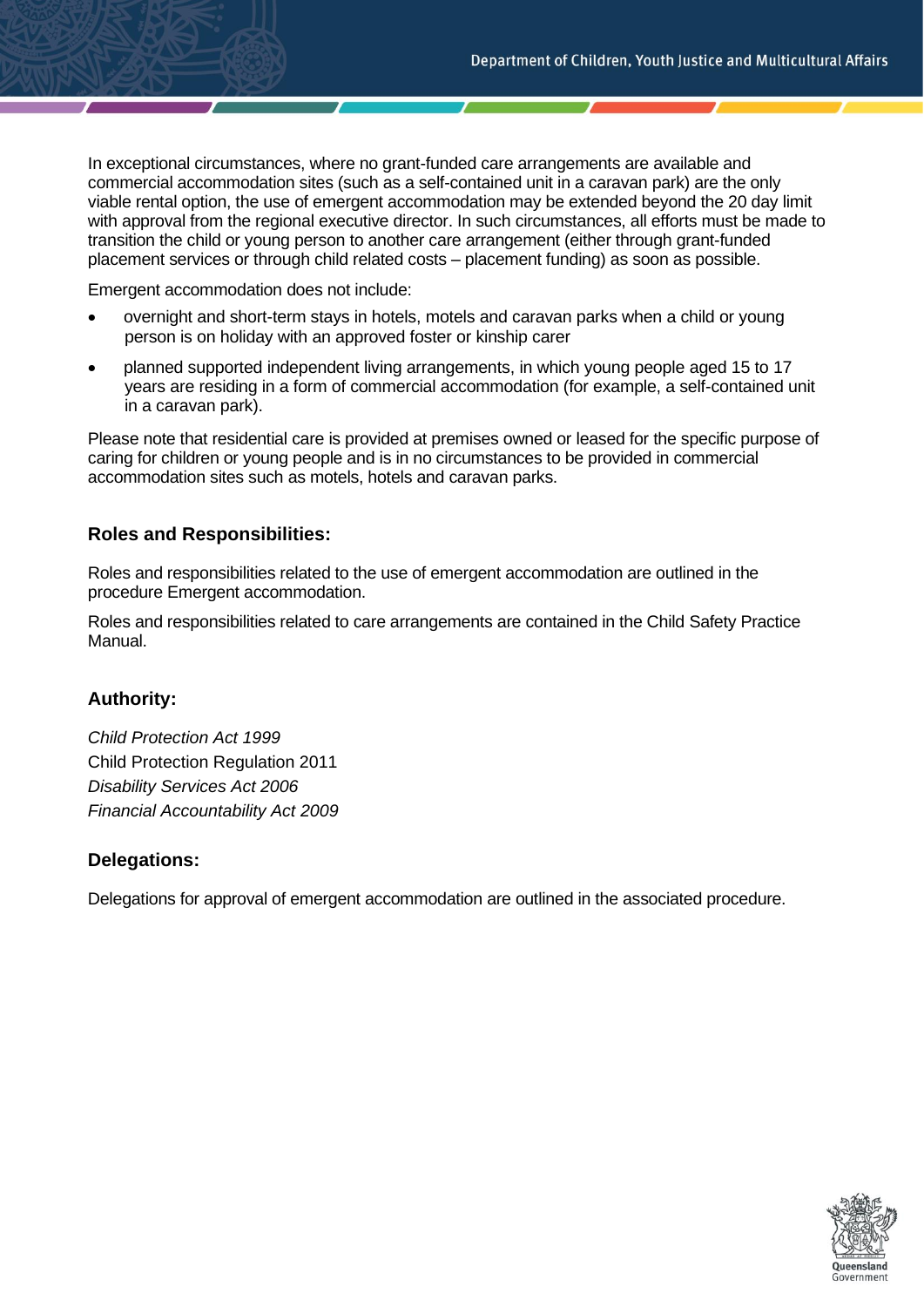In exceptional circumstances, where no grant-funded care arrangements are available and commercial accommodation sites (such as a self-contained unit in a caravan park) are the only viable rental option, the use of emergent accommodation may be extended beyond the 20 day limit with approval from the regional executive director. In such circumstances, all efforts must be made to transition the child or young person to another care arrangement (either through grant-funded placement services or through child related costs – placement funding) as soon as possible.

Emergent accommodation does not include:

- overnight and short-term stays in hotels, motels and caravan parks when a child or young person is on holiday with an approved foster or kinship carer
- planned supported independent living arrangements, in which young people aged 15 to 17 years are residing in a form of commercial accommodation (for example, a self-contained unit in a caravan park).

Please note that residential care is provided at premises owned or leased for the specific purpose of caring for children or young people and is in no circumstances to be provided in commercial accommodation sites such as motels, hotels and caravan parks.

## Roles and Responsibilities:

Roles and responsibilities related to the use of emergent accommodation are outlined in the procedure Emergent accommodation.

Roles and responsibilities related to care arrangements are contained in the Child Safety Practice Manual.

## Authority:

*Child Protection Act 1999*
Child Protection Regulation 2011
*Disability Services Act 2006*
*Financial Accountability Act 2009*

## Delegations:

Delegations for approval of emergent accommodation are outlined in the associated procedure.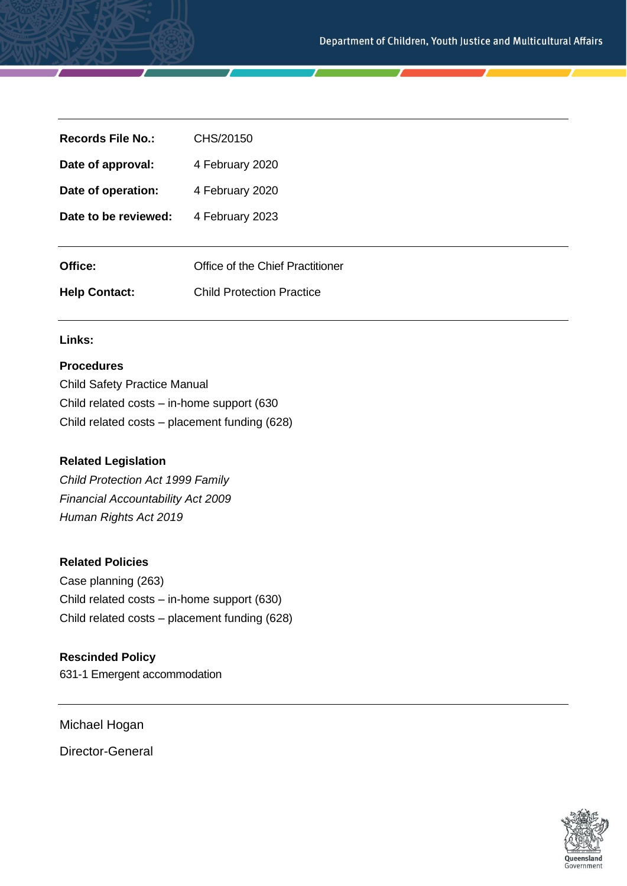| | |
|---|---|
| **Records File No.:** | CHS/20150 |
| **Date of approval:** | 4 February 2020 |
| **Date of operation:** | 4 February 2020 |
| **Date to be reviewed:** | 4 February 2023 |

| | |
|---|---|
| **Office:** | Office of the Chief Practitioner |
| **Help Contact:** | Child Protection Practice |

**Links:**

**Procedures**
Child Safety Practice Manual
Child related costs – in-home support (630
Child related costs – placement funding (628)

**Related Legislation**
*Child Protection Act 1999 Family*
*Financial Accountability Act 2009*
*Human Rights Act 2019*

**Related Policies**
Case planning (263)
Child related costs – in-home support (630)
Child related costs – placement funding (628)

**Rescinded Policy**
631-1 Emergent accommodation

Michael Hogan

Director-General